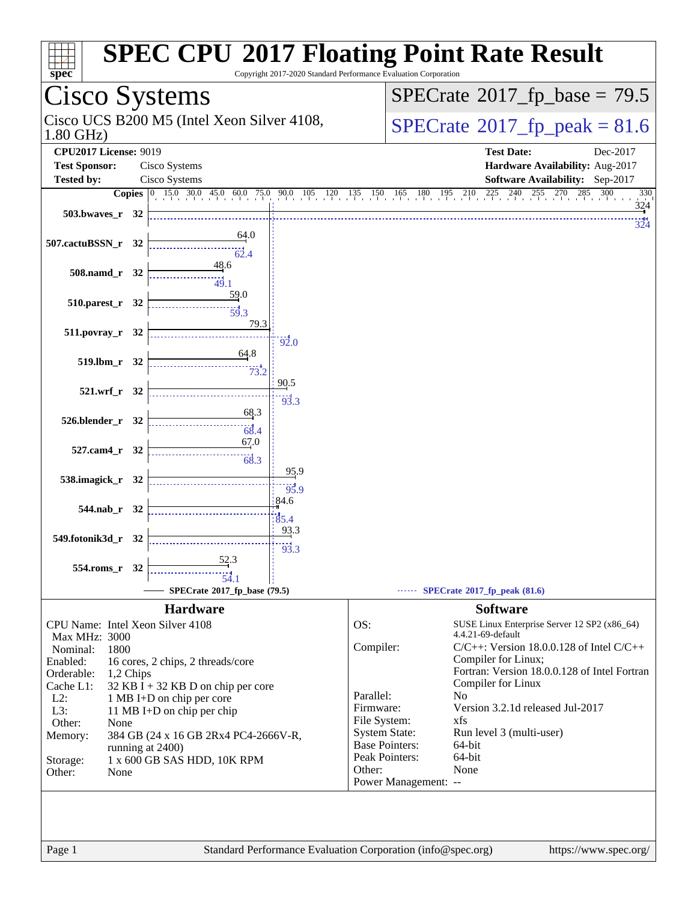# SPEC CPU 2017 Floating Point Rate Result

Copyright 2017-2020 Standard Performance Evaluation Corporation

## Cisco Systems

Cisco UCS B200 M5 (Intel Xeon Silver 4108, 1.80 GHz)

**SPECrate 2017_fp_base = 79.5**

**SPECrate 2017_fp_peak = 81.6**

**CPU2017 License:** 9019
**Test Sponsor:** Cisco Systems
**Tested by:** Cisco Systems

**Test Date:** Dec-2017
**Hardware Availability:** Aug-2017
**Software Availability:** Sep-2017

| Benchmark | Copies | Base | Peak |
|---|---|---|---|
| 503.bwaves_r | 32 | 324 | 324 |
| 507.cactuBSSN_r | 32 | 64.0 | 62.4 |
| 508.namd_r | 32 | 48.6 | 49.1 |
| 510.parest_r | 32 | 59.0 | 59.3 |
| 511.povray_r | 32 | 79.3 | 92.0 |
| 519.lbm_r | 32 | 64.8 | 73.2 |
| 521.wrf_r | 32 | 90.5 | 93.3 |
| 526.blender_r | 32 | 68.3 | 68.4 |
| 527.cam4_r | 32 | 67.0 | 68.3 |
| 538.imagick_r | 32 | 95.9 | 95.9 |
| 544.nab_r | 32 | 84.6 | 85.4 |
| 549.fotonik3d_r | 32 | 93.3 | 93.3 |
| 554.roms_r | 32 | 52.3 | 54.1 |

SPECrate 2017_fp_base (79.5) — SPECrate 2017_fp_peak (81.6)

## Hardware

| | |
|---|---|
| CPU Name: | Intel Xeon Silver 4108 |
| Max MHz: | 3000 |
| Nominal: | 1800 |
| Enabled: | 16 cores, 2 chips, 2 threads/core |
| Orderable: | 1,2 Chips |
| Cache L1: | 32 KB I + 32 KB D on chip per core |
| L2: | 1 MB I+D on chip per core |
| L3: | 11 MB I+D on chip per chip |
| Other: | None |
| Memory: | 384 GB (24 x 16 GB 2Rx4 PC4-2666V-R, running at 2400) |
| Storage: | 1 x 600 GB SAS HDD, 10K RPM |
| Other: | None |

## Software

| | |
|---|---|
| OS: | SUSE Linux Enterprise Server 12 SP2 (x86_64) 4.4.21-69-default |
| Compiler: | C/C++: Version 18.0.0.128 of Intel C/C++ Compiler for Linux; Fortran: Version 18.0.0.128 of Intel Fortran Compiler for Linux |
| Parallel: | No |
| Firmware: | Version 3.2.1d released Jul-2017 |
| File System: | xfs |
| System State: | Run level 3 (multi-user) |
| Base Pointers: | 64-bit |
| Peak Pointers: | 64-bit |
| Other: | None |
| Power Management: | -- |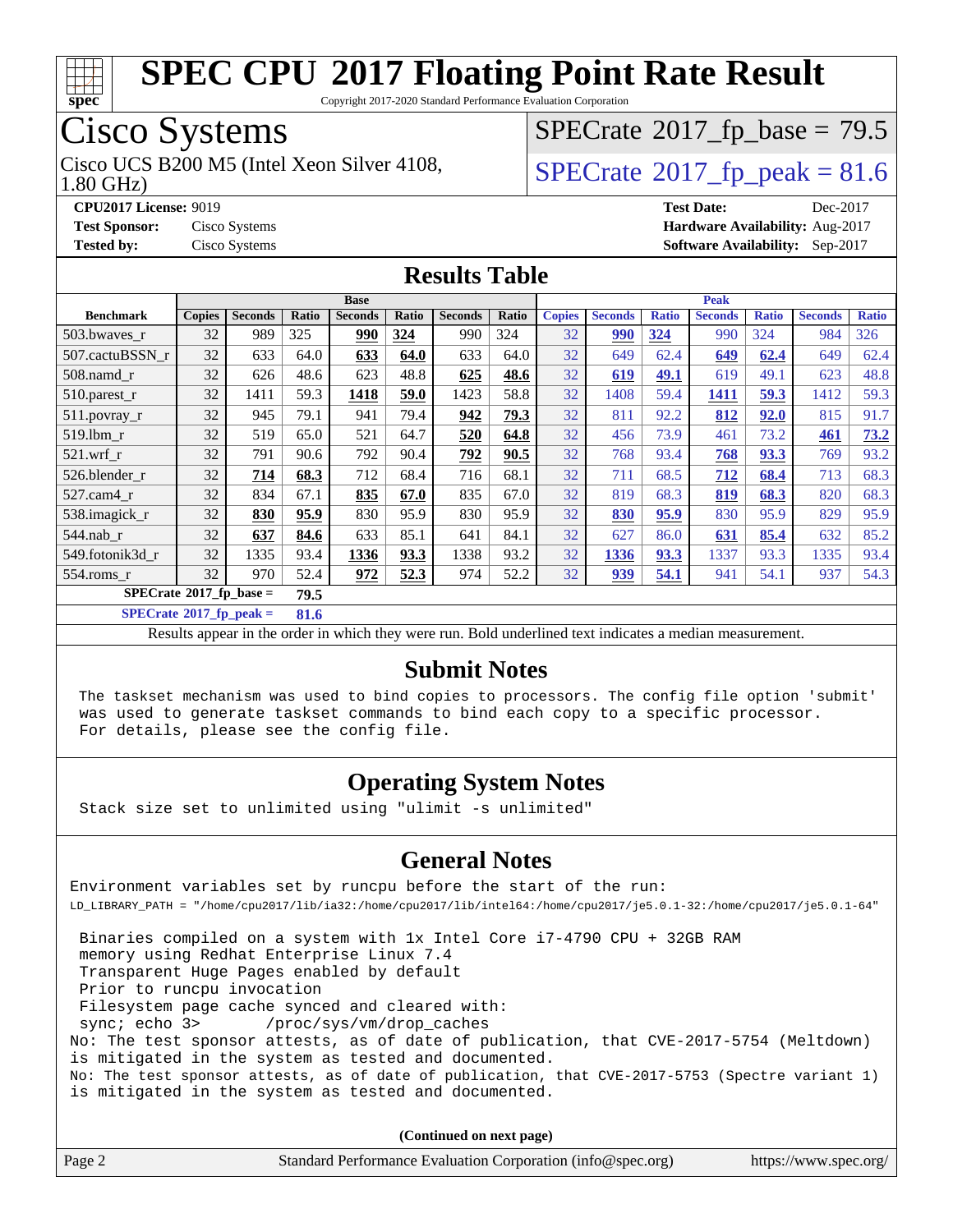# SPEC CPU 2017 Floating Point Rate Result

Copyright 2017-2020 Standard Performance Evaluation Corporation

## Cisco Systems

Cisco UCS B200 M5 (Intel Xeon Silver 4108, 1.80 GHz)

SPECrate 2017_fp_base = 79.5

SPECrate 2017_fp_peak = 81.6

**CPU2017 License:** 9019
**Test Sponsor:** Cisco Systems
**Tested by:** Cisco Systems

**Test Date:** Dec-2017
**Hardware Availability:** Aug-2017
**Software Availability:** Sep-2017

## Results Table

| Benchmark | Base | | | | | | | Peak | | | | | | |
|---|---|---|---|---|---|---|---|---|---|---|---|---|---|---|
| | Copies | Seconds | Ratio | Seconds | Ratio | Seconds | Ratio | Copies | Seconds | Ratio | Seconds | Ratio | Seconds | Ratio |
| 503.bwaves_r | 32 | 989 | 325 | **990** | **324** | 990 | 324 | 32 | **990** | **324** | 990 | 324 | 984 | 326 |
| 507.cactuBSSN_r | 32 | 633 | 64.0 | **633** | **64.0** | 633 | 64.0 | 32 | 649 | 62.4 | **649** | **62.4** | 649 | 62.4 |
| 508.namd_r | 32 | 626 | 48.6 | 623 | 48.8 | **625** | **48.6** | 32 | **619** | **49.1** | 619 | 49.1 | 623 | 48.8 |
| 510.parest_r | 32 | 1411 | 59.3 | **1418** | **59.0** | 1423 | 58.8 | 32 | 1408 | 59.4 | **1411** | **59.3** | 1412 | 59.3 |
| 511.povray_r | 32 | 945 | 79.1 | 941 | 79.4 | **942** | **79.3** | 32 | 811 | 92.2 | **812** | **92.0** | 815 | 91.7 |
| 519.lbm_r | 32 | 519 | 65.0 | 521 | 64.7 | **520** | **64.8** | 32 | 456 | 73.9 | 461 | 73.2 | **461** | **73.2** |
| 521.wrf_r | 32 | 791 | 90.6 | 792 | 90.4 | **792** | **90.5** | 32 | 768 | 93.4 | **768** | **93.3** | 769 | 93.2 |
| 526.blender_r | 32 | **714** | **68.3** | 712 | 68.4 | 716 | 68.1 | 32 | 711 | 68.5 | **712** | **68.4** | 713 | 68.3 |
| 527.cam4_r | 32 | 834 | 67.1 | **835** | **67.0** | 835 | 67.0 | 32 | 819 | 68.3 | **819** | **68.3** | 820 | 68.3 |
| 538.imagick_r | 32 | **830** | **95.9** | 830 | 95.9 | 830 | 95.9 | 32 | **830** | **95.9** | 830 | 95.9 | 829 | 95.9 |
| 544.nab_r | 32 | **637** | **84.6** | 633 | 85.1 | 641 | 84.1 | 32 | 627 | 86.0 | **631** | **85.4** | 632 | 85.2 |
| 549.fotonik3d_r | 32 | 1335 | 93.4 | **1336** | **93.3** | 1338 | 93.2 | 32 | **1336** | **93.3** | 1337 | 93.3 | 1335 | 93.4 |
| 554.roms_r | 32 | 970 | 52.4 | **972** | **52.3** | 974 | 52.2 | 32 | **939** | **54.1** | 941 | 54.1 | 937 | 54.3 |

**SPECrate 2017_fp_base = 79.5**

**SPECrate 2017_fp_peak = 81.6**

Results appear in the order in which they were run. Bold underlined text indicates a median measurement.

## Submit Notes

```
The taskset mechanism was used to bind copies to processors. The config file option 'submit'
was used to generate taskset commands to bind each copy to a specific processor.
For details, please see the config file.
```

## Operating System Notes

```
Stack size set to unlimited using "ulimit -s unlimited"
```

## General Notes

```
Environment variables set by runcpu before the start of the run:
LD_LIBRARY_PATH = "/home/cpu2017/lib/ia32:/home/cpu2017/lib/intel64:/home/cpu2017/je5.0.1-32:/home/cpu2017/je5.0.1-64"

 Binaries compiled on a system with 1x Intel Core i7-4790 CPU + 32GB RAM
 memory using Redhat Enterprise Linux 7.4
 Transparent Huge Pages enabled by default
 Prior to runcpu invocation
 Filesystem page cache synced and cleared with:
 sync; echo 3>       /proc/sys/vm/drop_caches
No: The test sponsor attests, as of date of publication, that CVE-2017-5754 (Meltdown)
is mitigated in the system as tested and documented.
No: The test sponsor attests, as of date of publication, that CVE-2017-5753 (Spectre variant 1)
is mitigated in the system as tested and documented.
```

**(Continued on next page)**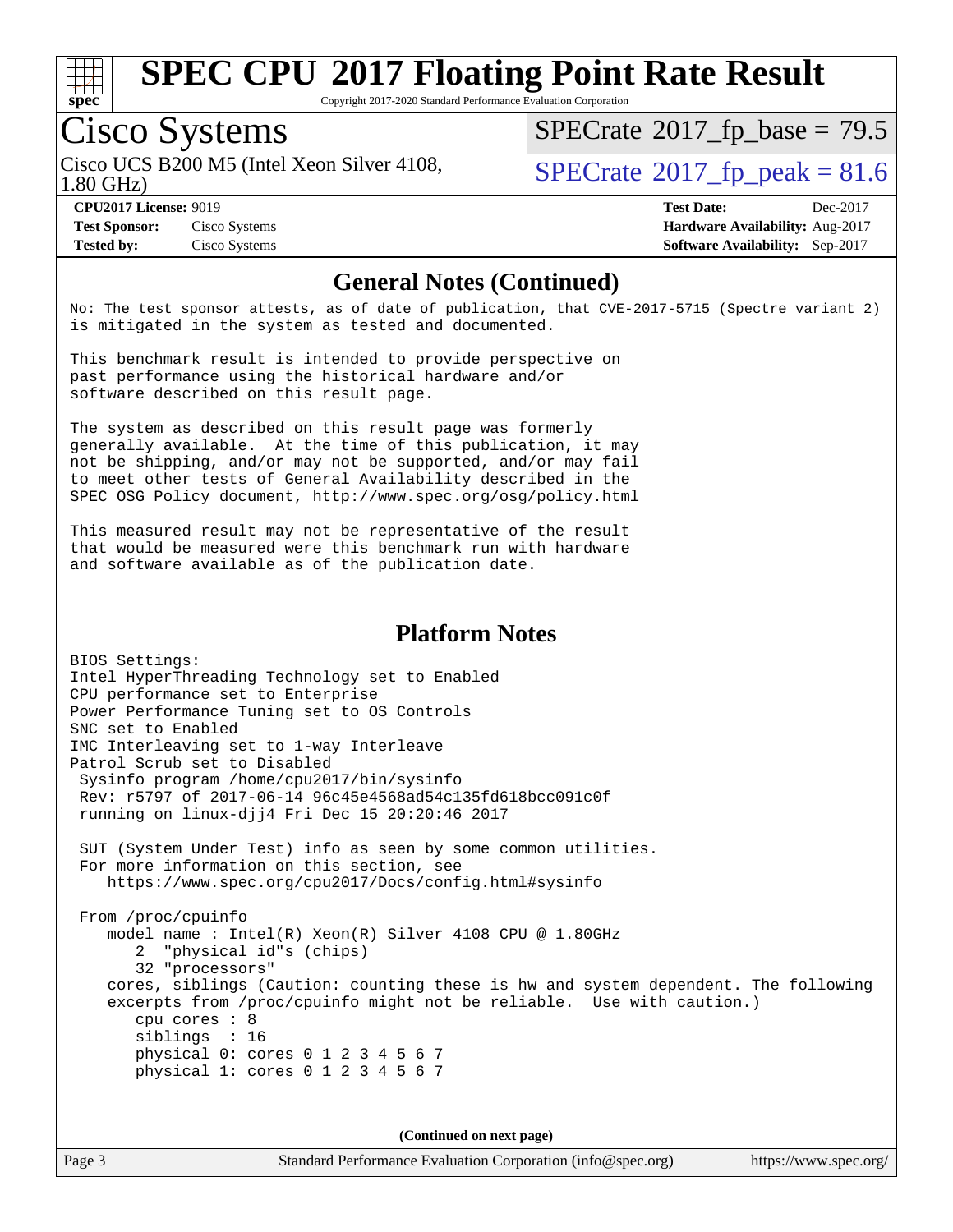# SPEC CPU 2017 Floating Point Rate Result

Copyright 2017-2020 Standard Performance Evaluation Corporation

## Cisco Systems

Cisco UCS B200 M5 (Intel Xeon Silver 4108, 1.80 GHz)

SPECrate 2017_fp_base = 79.5

SPECrate 2017_fp_peak = 81.6

**CPU2017 License:** 9019
**Test Sponsor:** Cisco Systems
**Tested by:** Cisco Systems

**Test Date:** Dec-2017
**Hardware Availability:** Aug-2017
**Software Availability:** Sep-2017

## General Notes (Continued)

```
No: The test sponsor attests, as of date of publication, that CVE-2017-5715 (Spectre variant 2)
is mitigated in the system as tested and documented.

This benchmark result is intended to provide perspective on
past performance using the historical hardware and/or
software described on this result page.

The system as described on this result page was formerly
generally available.  At the time of this publication, it may
not be shipping, and/or may not be supported, and/or may fail
to meet other tests of General Availability described in the
SPEC OSG Policy document, http://www.spec.org/osg/policy.html

This measured result may not be representative of the result
that would be measured were this benchmark run with hardware
and software available as of the publication date.
```

## Platform Notes

```
BIOS Settings:
Intel HyperThreading Technology set to Enabled
CPU performance set to Enterprise
Power Performance Tuning set to OS Controls
SNC set to Enabled
IMC Interleaving set to 1-way Interleave
Patrol Scrub set to Disabled
 Sysinfo program /home/cpu2017/bin/sysinfo
 Rev: r5797 of 2017-06-14 96c45e4568ad54c135fd618bcc091c0f
 running on linux-djj4 Fri Dec 15 20:20:46 2017

 SUT (System Under Test) info as seen by some common utilities.
 For more information on this section, see
    https://www.spec.org/cpu2017/Docs/config.html#sysinfo

 From /proc/cpuinfo
    model name : Intel(R) Xeon(R) Silver 4108 CPU @ 1.80GHz
       2  "physical id"s (chips)
       32 "processors"
    cores, siblings (Caution: counting these is hw and system dependent. The following
    excerpts from /proc/cpuinfo might not be reliable.  Use with caution.)
       cpu cores : 8
       siblings  : 16
       physical 0: cores 0 1 2 3 4 5 6 7
       physical 1: cores 0 1 2 3 4 5 6 7
```

(Continued on next page)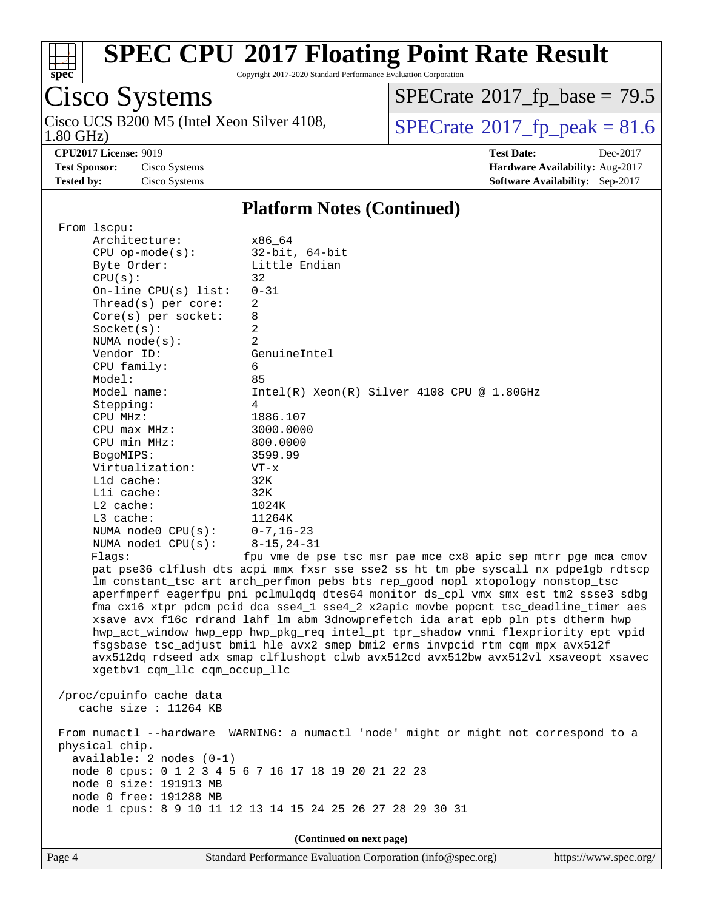# SPEC CPU 2017 Floating Point Rate Result

Copyright 2017-2020 Standard Performance Evaluation Corporation

## Cisco Systems

Cisco UCS B200 M5 (Intel Xeon Silver 4108, 1.80 GHz)

SPECrate 2017_fp_base = 79.5

SPECrate 2017_fp_peak = 81.6

**CPU2017 License:** 9019
**Test Sponsor:** Cisco Systems
**Tested by:** Cisco Systems

**Test Date:** Dec-2017
**Hardware Availability:** Aug-2017
**Software Availability:** Sep-2017

### Platform Notes (Continued)

```
From lscpu:
     Architecture:          x86_64
     CPU op-mode(s):        32-bit, 64-bit
     Byte Order:            Little Endian
     CPU(s):                32
     On-line CPU(s) list:   0-31
     Thread(s) per core:    2
     Core(s) per socket:    8
     Socket(s):             2
     NUMA node(s):          2
     Vendor ID:             GenuineIntel
     CPU family:            6
     Model:                 85
     Model name:            Intel(R) Xeon(R) Silver 4108 CPU @ 1.80GHz
     Stepping:              4
     CPU MHz:               1886.107
     CPU max MHz:           3000.0000
     CPU min MHz:           800.0000
     BogoMIPS:              3599.99
     Virtualization:        VT-x
     L1d cache:             32K
     L1i cache:             32K
     L2 cache:              1024K
     L3 cache:              11264K
     NUMA node0 CPU(s):     0-7,16-23
     NUMA node1 CPU(s):     8-15,24-31
     Flags:                 fpu vme de pse tsc msr pae mce cx8 apic sep mtrr pge mca cmov
     pat pse36 clflush dts acpi mmx fxsr sse sse2 ss ht tm pbe syscall nx pdpe1gb rdtscp
     lm constant_tsc art arch_perfmon pebs bts rep_good nopl xtopology nonstop_tsc
     aperfmperf eagerfpu pni pclmulqdq dtes64 monitor ds_cpl vmx smx est tm2 ssse3 sdbg
     fma cx16 xtpr pdcm pcid dca sse4_1 sse4_2 x2apic movbe popcnt tsc_deadline_timer aes
     xsave avx f16c rdrand lahf_lm abm 3dnowprefetch ida arat epb pln pts dtherm hwp
     hwp_act_window hwp_epp hwp_pkg_req intel_pt tpr_shadow vnmi flexpriority ept vpid
     fsgsbase tsc_adjust bmi1 hle avx2 smep bmi2 erms invpcid rtm cqm mpx avx512f
     avx512dq rdseed adx smap clflushopt clwb avx512cd avx512bw avx512vl xsaveopt xsavec
     xgetbv1 cqm_llc cqm_occup_llc

 /proc/cpuinfo cache data
    cache size : 11264 KB

 From numactl --hardware  WARNING: a numactl 'node' might or might not correspond to a
 physical chip.
   available: 2 nodes (0-1)
   node 0 cpus: 0 1 2 3 4 5 6 7 16 17 18 19 20 21 22 23
   node 0 size: 191913 MB
   node 0 free: 191288 MB
   node 1 cpus: 8 9 10 11 12 13 14 15 24 25 26 27 28 29 30 31
```

(Continued on next page)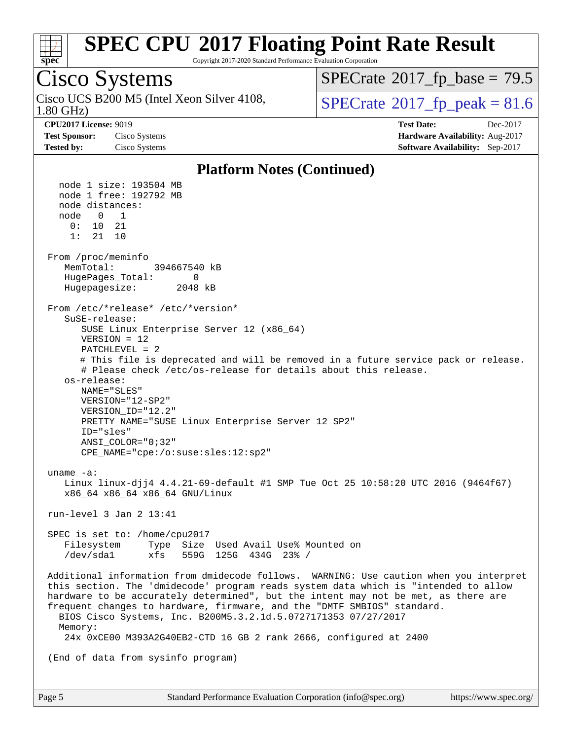# SPEC CPU 2017 Floating Point Rate Result

Copyright 2017-2020 Standard Performance Evaluation Corporation

## Cisco Systems

Cisco UCS B200 M5 (Intel Xeon Silver 4108, 1.80 GHz)

SPECrate 2017_fp_base = 79.5

SPECrate 2017_fp_peak = 81.6

**CPU2017 License:** 9019
**Test Sponsor:** Cisco Systems
**Tested by:** Cisco Systems

**Test Date:** Dec-2017
**Hardware Availability:** Aug-2017
**Software Availability:** Sep-2017

### Platform Notes (Continued)

```
   node 1 size: 193504 MB
   node 1 free: 192792 MB
   node distances:
   node   0   1
     0:  10  21
     1:  21  10

 From /proc/meminfo
    MemTotal:       394667540 kB
    HugePages_Total:       0
    Hugepagesize:       2048 kB

 From /etc/*release* /etc/*version*
    SuSE-release:
       SUSE Linux Enterprise Server 12 (x86_64)
       VERSION = 12
       PATCHLEVEL = 2
       # This file is deprecated and will be removed in a future service pack or release.
       # Please check /etc/os-release for details about this release.
    os-release:
       NAME="SLES"
       VERSION="12-SP2"
       VERSION_ID="12.2"
       PRETTY_NAME="SUSE Linux Enterprise Server 12 SP2"
       ID="sles"
       ANSI_COLOR="0;32"
       CPE_NAME="cpe:/o:suse:sles:12:sp2"

 uname -a:
    Linux linux-djj4 4.4.21-69-default #1 SMP Tue Oct 25 10:58:20 UTC 2016 (9464f67)
    x86_64 x86_64 x86_64 GNU/Linux

 run-level 3 Jan 2 13:41

 SPEC is set to: /home/cpu2017
    Filesystem     Type  Size  Used Avail Use% Mounted on
    /dev/sda1      xfs   559G  125G  434G  23% /

 Additional information from dmidecode follows.  WARNING: Use caution when you interpret
 this section. The 'dmidecode' program reads system data which is "intended to allow
 hardware to be accurately determined", but the intent may not be met, as there are
 frequent changes to hardware, firmware, and the "DMTF SMBIOS" standard.
   BIOS Cisco Systems, Inc. B200M5.3.2.1d.5.0727171353 07/27/2017
   Memory:
    24x 0xCE00 M393A2G40EB2-CTD 16 GB 2 rank 2666, configured at 2400

 (End of data from sysinfo program)
```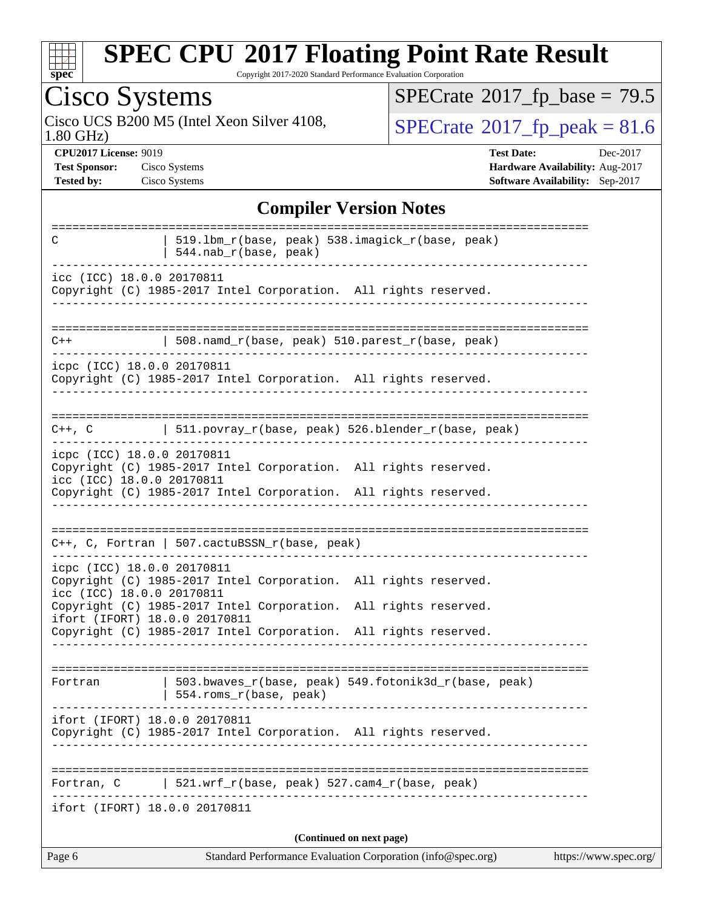# SPEC CPU 2017 Floating Point Rate Result

Copyright 2017-2020 Standard Performance Evaluation Corporation

## Cisco Systems

Cisco UCS B200 M5 (Intel Xeon Silver 4108, 1.80 GHz)

SPECrate 2017_fp_base = 79.5

SPECrate 2017_fp_peak = 81.6

**CPU2017 License:** 9019
**Test Sponsor:** Cisco Systems
**Tested by:** Cisco Systems

**Test Date:** Dec-2017
**Hardware Availability:** Aug-2017
**Software Availability:** Sep-2017

### Compiler Version Notes

```
==============================================================================
C               | 519.lbm_r(base, peak) 538.imagick_r(base, peak)
                | 544.nab_r(base, peak)
------------------------------------------------------------------------------
icc (ICC) 18.0.0 20170811
Copyright (C) 1985-2017 Intel Corporation.  All rights reserved.
------------------------------------------------------------------------------

==============================================================================
C++             | 508.namd_r(base, peak) 510.parest_r(base, peak)
------------------------------------------------------------------------------
icpc (ICC) 18.0.0 20170811
Copyright (C) 1985-2017 Intel Corporation.  All rights reserved.
------------------------------------------------------------------------------

==============================================================================
C++, C          | 511.povray_r(base, peak) 526.blender_r(base, peak)
------------------------------------------------------------------------------
icpc (ICC) 18.0.0 20170811
Copyright (C) 1985-2017 Intel Corporation.  All rights reserved.
icc (ICC) 18.0.0 20170811
Copyright (C) 1985-2017 Intel Corporation.  All rights reserved.
------------------------------------------------------------------------------

==============================================================================
C++, C, Fortran | 507.cactuBSSN_r(base, peak)
------------------------------------------------------------------------------
icpc (ICC) 18.0.0 20170811
Copyright (C) 1985-2017 Intel Corporation.  All rights reserved.
icc (ICC) 18.0.0 20170811
Copyright (C) 1985-2017 Intel Corporation.  All rights reserved.
ifort (IFORT) 18.0.0 20170811
Copyright (C) 1985-2017 Intel Corporation.  All rights reserved.
------------------------------------------------------------------------------

==============================================================================
Fortran         | 503.bwaves_r(base, peak) 549.fotonik3d_r(base, peak)
                | 554.roms_r(base, peak)
------------------------------------------------------------------------------
ifort (IFORT) 18.0.0 20170811
Copyright (C) 1985-2017 Intel Corporation.  All rights reserved.
------------------------------------------------------------------------------

==============================================================================
Fortran, C      | 521.wrf_r(base, peak) 527.cam4_r(base, peak)
------------------------------------------------------------------------------
ifort (IFORT) 18.0.0 20170811
```

**(Continued on next page)**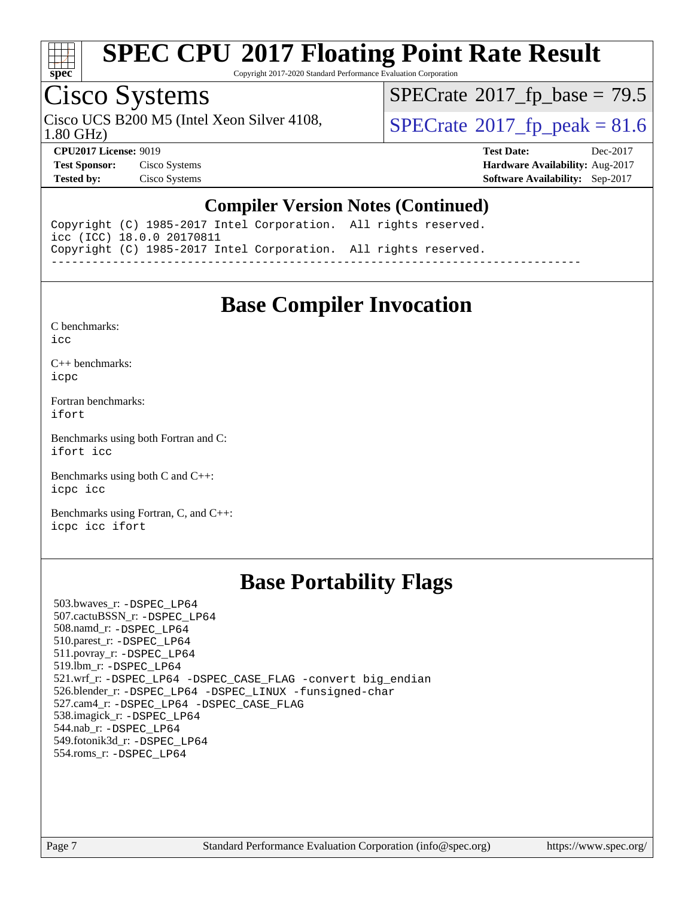# SPEC CPU 2017 Floating Point Rate Result

Copyright 2017-2020 Standard Performance Evaluation Corporation

## Cisco Systems

Cisco UCS B200 M5 (Intel Xeon Silver 4108, 1.80 GHz)

SPECrate 2017_fp_base = 79.5

SPECrate 2017_fp_peak = 81.6

**CPU2017 License:** 9019
**Test Sponsor:** Cisco Systems
**Tested by:** Cisco Systems

**Test Date:** Dec-2017
**Hardware Availability:** Aug-2017
**Software Availability:** Sep-2017

## Compiler Version Notes (Continued)

```
Copyright (C) 1985-2017 Intel Corporation.  All rights reserved.
icc (ICC) 18.0.0 20170811
Copyright (C) 1985-2017 Intel Corporation.  All rights reserved.
------------------------------------------------------------------------------
```

## Base Compiler Invocation

C benchmarks:
`icc`

C++ benchmarks:
`icpc`

Fortran benchmarks:
`ifort`

Benchmarks using both Fortran and C:
`ifort icc`

Benchmarks using both C and C++:
`icpc icc`

Benchmarks using Fortran, C, and C++:
`icpc icc ifort`

## Base Portability Flags

503.bwaves_r: -DSPEC_LP64
507.cactuBSSN_r: -DSPEC_LP64
508.namd_r: -DSPEC_LP64
510.parest_r: -DSPEC_LP64
511.povray_r: -DSPEC_LP64
519.lbm_r: -DSPEC_LP64
521.wrf_r: -DSPEC_LP64 -DSPEC_CASE_FLAG -convert big_endian
526.blender_r: -DSPEC_LP64 -DSPEC_LINUX -funsigned-char
527.cam4_r: -DSPEC_LP64 -DSPEC_CASE_FLAG
538.imagick_r: -DSPEC_LP64
544.nab_r: -DSPEC_LP64
549.fotonik3d_r: -DSPEC_LP64
554.roms_r: -DSPEC_LP64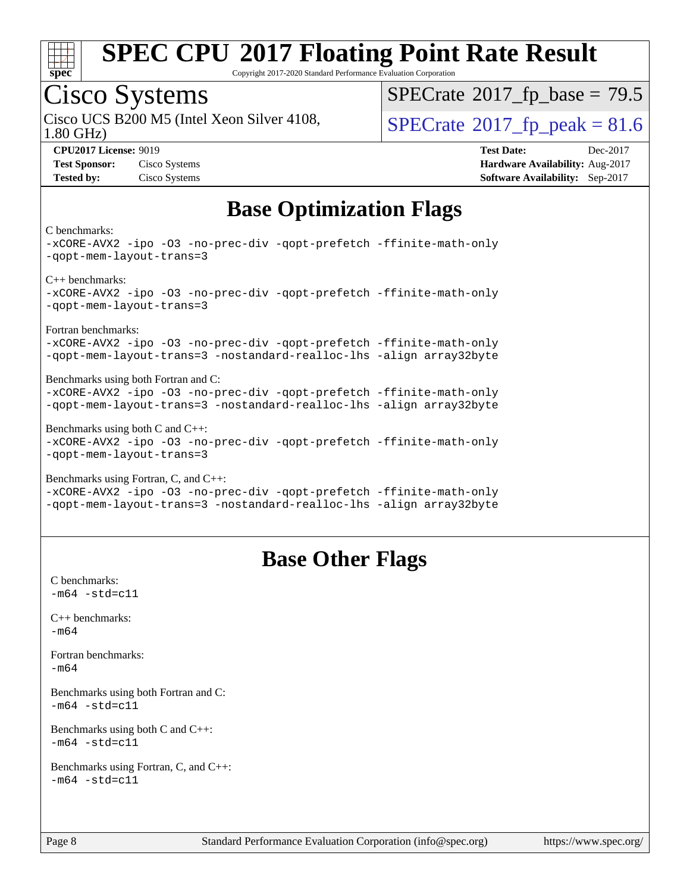# Base Optimization Flags

C benchmarks:
```
-xCORE-AVX2 -ipo -O3 -no-prec-div -qopt-prefetch -ffinite-math-only
-qopt-mem-layout-trans=3
```

C++ benchmarks:
```
-xCORE-AVX2 -ipo -O3 -no-prec-div -qopt-prefetch -ffinite-math-only
-qopt-mem-layout-trans=3
```

Fortran benchmarks:
```
-xCORE-AVX2 -ipo -O3 -no-prec-div -qopt-prefetch -ffinite-math-only
-qopt-mem-layout-trans=3 -nostandard-realloc-lhs -align array32byte
```

Benchmarks using both Fortran and C:
```
-xCORE-AVX2 -ipo -O3 -no-prec-div -qopt-prefetch -ffinite-math-only
-qopt-mem-layout-trans=3 -nostandard-realloc-lhs -align array32byte
```

Benchmarks using both C and C++:
```
-xCORE-AVX2 -ipo -O3 -no-prec-div -qopt-prefetch -ffinite-math-only
-qopt-mem-layout-trans=3
```

Benchmarks using Fortran, C, and C++:
```
-xCORE-AVX2 -ipo -O3 -no-prec-div -qopt-prefetch -ffinite-math-only
-qopt-mem-layout-trans=3 -nostandard-realloc-lhs -align array32byte
```

# Base Other Flags

C benchmarks:
```
-m64 -std=c11
```

C++ benchmarks:
```
-m64
```

Fortran benchmarks:
```
-m64
```

Benchmarks using both Fortran and C:
```
-m64 -std=c11
```

Benchmarks using both C and C++:
```
-m64 -std=c11
```

Benchmarks using Fortran, C, and C++:
```
-m64 -std=c11
```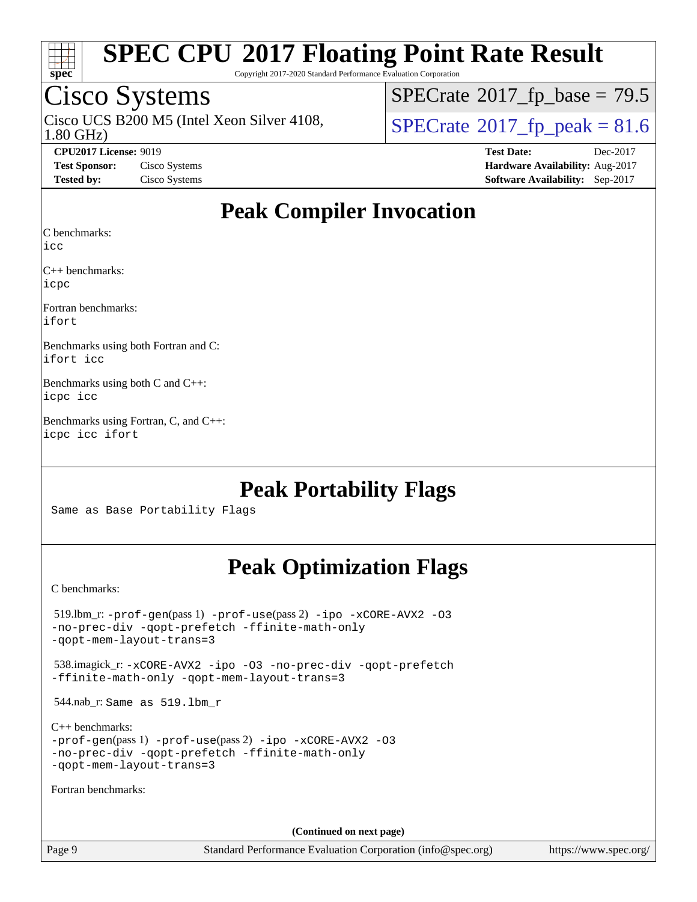# Peak Compiler Invocation

C benchmarks:
icc

C++ benchmarks:
icpc

Fortran benchmarks:
ifort

Benchmarks using both Fortran and C:
ifort icc

Benchmarks using both C and C++:
icpc icc

Benchmarks using Fortran, C, and C++:
icpc icc ifort

# Peak Portability Flags

Same as Base Portability Flags

# Peak Optimization Flags

C benchmarks:

519.lbm_r: -prof-gen(pass 1) -prof-use(pass 2) -ipo -xCORE-AVX2 -O3 -no-prec-div -qopt-prefetch -ffinite-math-only -qopt-mem-layout-trans=3

538.imagick_r: -xCORE-AVX2 -ipo -O3 -no-prec-div -qopt-prefetch -ffinite-math-only -qopt-mem-layout-trans=3

544.nab_r: Same as 519.lbm_r

C++ benchmarks:
-prof-gen(pass 1) -prof-use(pass 2) -ipo -xCORE-AVX2 -O3 -no-prec-div -qopt-prefetch -ffinite-math-only -qopt-mem-layout-trans=3

Fortran benchmarks:

(Continued on next page)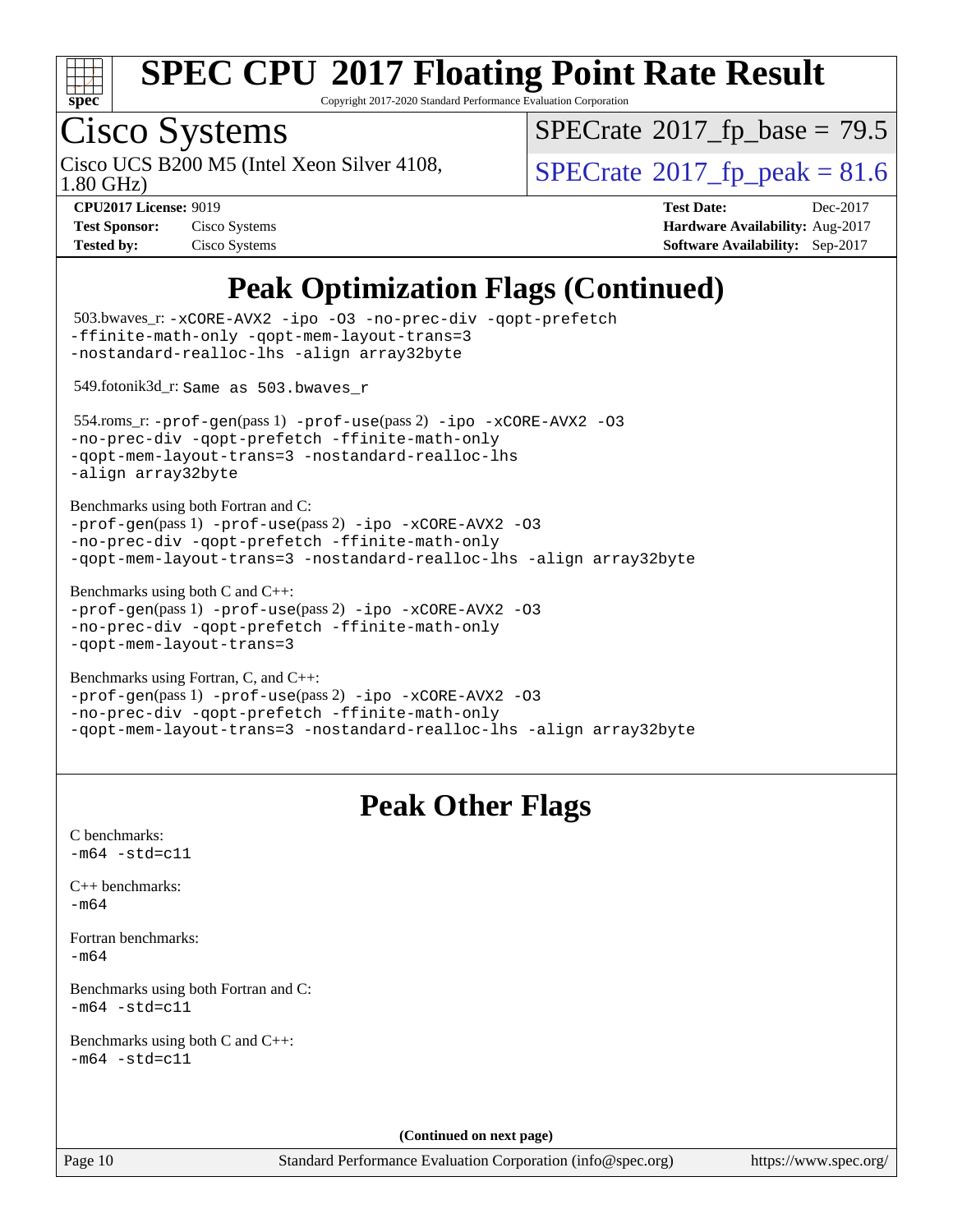# SPEC CPU 2017 Floating Point Rate Result

Copyright 2017-2020 Standard Performance Evaluation Corporation

## Cisco Systems

Cisco UCS B200 M5 (Intel Xeon Silver 4108, 1.80 GHz)

SPECrate 2017_fp_base = 79.5

SPECrate 2017_fp_peak = 81.6

**CPU2017 License:** 9019
**Test Sponsor:** Cisco Systems
**Tested by:** Cisco Systems

**Test Date:** Dec-2017
**Hardware Availability:** Aug-2017
**Software Availability:** Sep-2017

## Peak Optimization Flags (Continued)

503.bwaves_r: -xCORE-AVX2 -ipo -O3 -no-prec-div -qopt-prefetch -ffinite-math-only -qopt-mem-layout-trans=3 -nostandard-realloc-lhs -align array32byte

549.fotonik3d_r: Same as 503.bwaves_r

554.roms_r: -prof-gen(pass 1) -prof-use(pass 2) -ipo -xCORE-AVX2 -O3 -no-prec-div -qopt-prefetch -ffinite-math-only -qopt-mem-layout-trans=3 -nostandard-realloc-lhs -align array32byte

Benchmarks using both Fortran and C:
-prof-gen(pass 1) -prof-use(pass 2) -ipo -xCORE-AVX2 -O3 -no-prec-div -qopt-prefetch -ffinite-math-only -qopt-mem-layout-trans=3 -nostandard-realloc-lhs -align array32byte

Benchmarks using both C and C++:
-prof-gen(pass 1) -prof-use(pass 2) -ipo -xCORE-AVX2 -O3 -no-prec-div -qopt-prefetch -ffinite-math-only -qopt-mem-layout-trans=3

Benchmarks using Fortran, C, and C++:
-prof-gen(pass 1) -prof-use(pass 2) -ipo -xCORE-AVX2 -O3 -no-prec-div -qopt-prefetch -ffinite-math-only -qopt-mem-layout-trans=3 -nostandard-realloc-lhs -align array32byte

## Peak Other Flags

C benchmarks:
-m64 -std=c11

C++ benchmarks:
-m64

Fortran benchmarks:
-m64

Benchmarks using both Fortran and C:
-m64 -std=c11

Benchmarks using both C and C++:
-m64 -std=c11

**(Continued on next page)**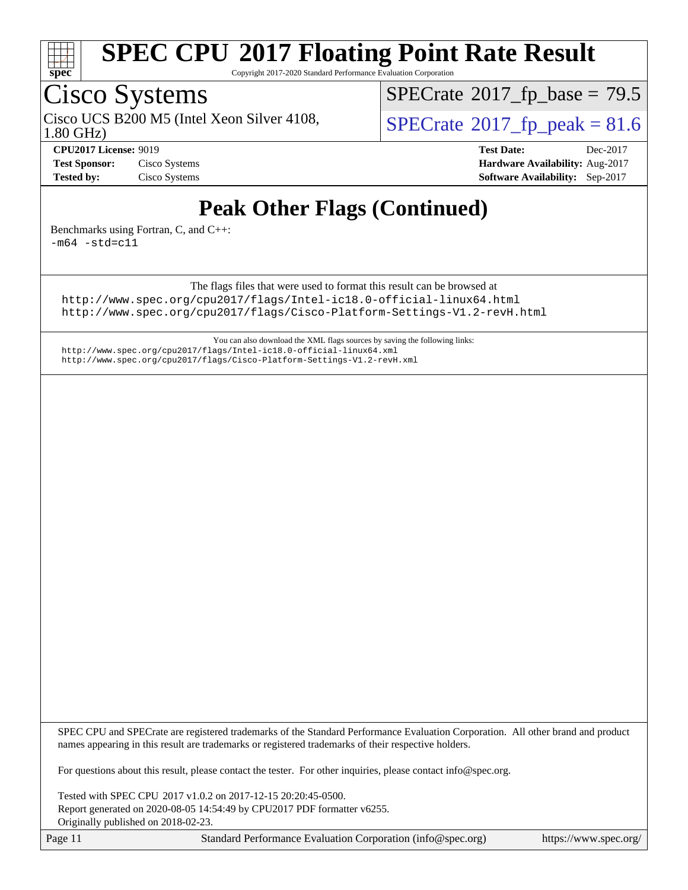## Peak Other Flags (Continued)

Benchmarks using Fortran, C, and C++:
-m64 -std=c11

The flags files that were used to format this result can be browsed at
http://www.spec.org/cpu2017/flags/Intel-ic18.0-official-linux64.html
http://www.spec.org/cpu2017/flags/Cisco-Platform-Settings-V1.2-revH.html

You can also download the XML flags sources by saving the following links:
http://www.spec.org/cpu2017/flags/Intel-ic18.0-official-linux64.xml
http://www.spec.org/cpu2017/flags/Cisco-Platform-Settings-V1.2-revH.xml

SPEC CPU and SPECrate are registered trademarks of the Standard Performance Evaluation Corporation. All other brand and product names appearing in this result are trademarks or registered trademarks of their respective holders.

For questions about this result, please contact the tester. For other inquiries, please contact info@spec.org.

Tested with SPEC CPU 2017 v1.0.2 on 2017-12-15 20:20:45-0500.
Report generated on 2020-08-05 14:54:49 by CPU2017 PDF formatter v6255.
Originally published on 2018-02-23.